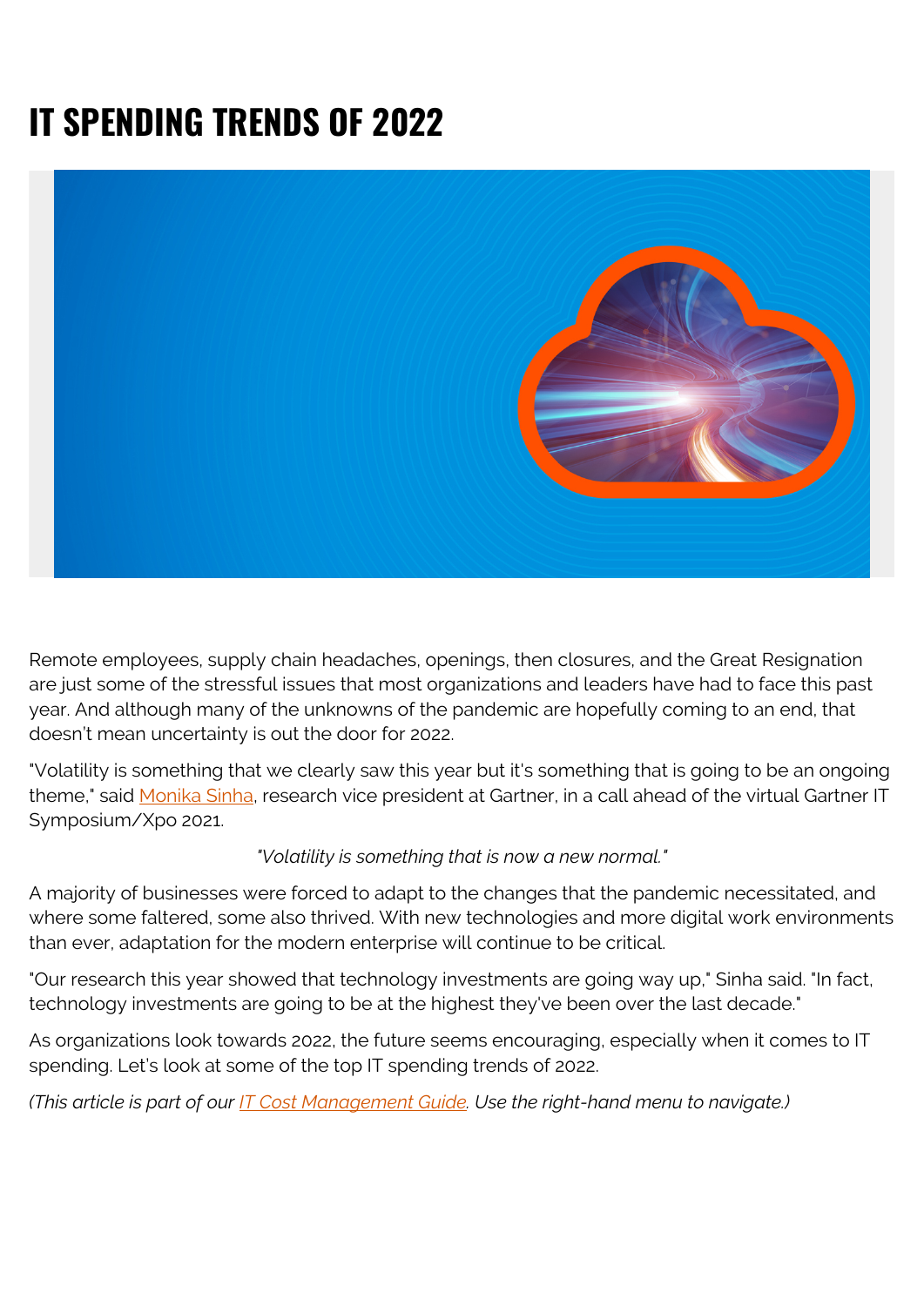# IT SPENDING TRENDS OF 2022

Remote employees, supply chain headaches, openings, then closures, and the Great Resignation are just some of the stressful issues that most organizations and leaders have had to face this past year. And although many of the unknowns of the pandemic are hopefully coming to an end, that doesn't mean uncertainty is out the door for 2022.

"Volatility is something that we clearly saw this year but it's something that is going to be an ongoing theme," said [Monika Sinha](), research vice president at Gartner, in a call ahead of the virtual Gartner IT Symposium/Xpo 2021.

*"Volatility is something that is now a new normal."*

A majority of businesses were forced to adapt to the changes that the pandemic necessitated, and where some faltered, some also thrived. With new technologies and more digital work environments than ever, adaptation for the modern enterprise will continue to be critical.

"Our research this year showed that technology investments are going way up," Sinha said. "In fact, technology investments are going to be at the highest they've been over the last decade."

As organizations look towards 2022, the future seems encouraging, especially when it comes to IT spending. Let's look at some of the top IT spending trends of 2022.

*(This article is part of our [IT Cost Management Guide](). Use the right-hand menu to navigate.)*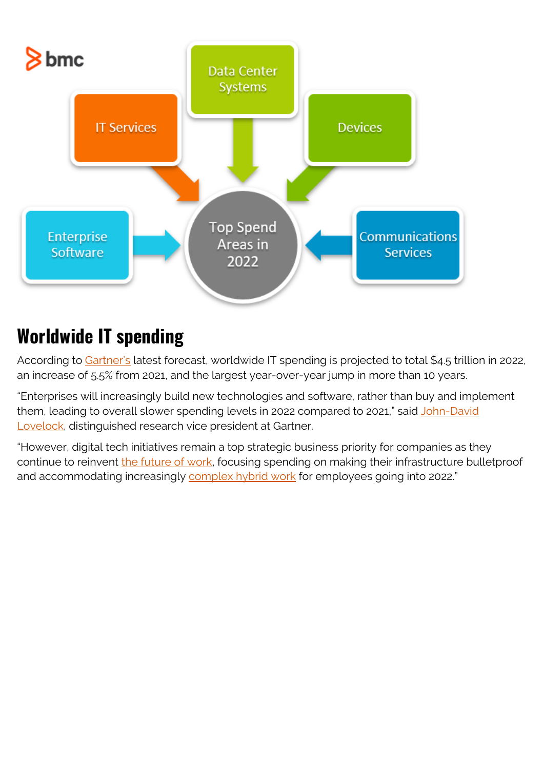## Worldwide IT spending

According to Gartner's latest forecast, worldwide IT spending is projected to total $4.5 trillion in 2022, an increase of 5.5% from 2021, and the largest year-over-year jump in more than 10 years.

“Enterprises will increasingly build new technologies and software, rather than buy and implement them, leading to overall slower spending levels in 2022 compared to 2021,” said John-David Lovelock, distinguished research vice president at Gartner.

“However, digital tech initiatives remain a top strategic business priority for companies as they continue to reinvent the future of work, focusing spending on making their infrastructure bulletproof and accommodating increasingly complex hybrid work for employees going into 2022.”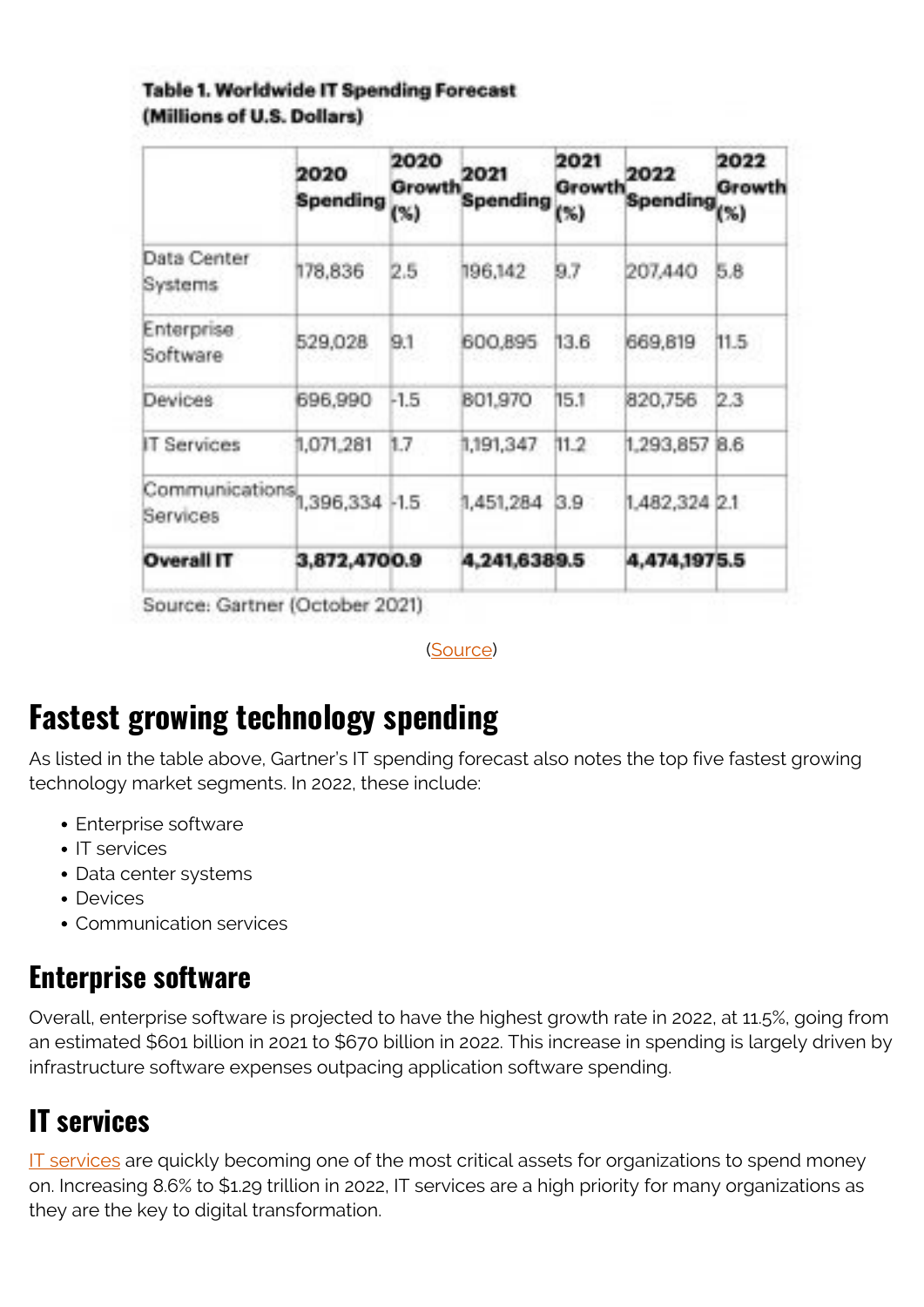**Table 1. Worldwide IT Spending Forecast (Millions of U.S. Dollars)**

| | 2020 Spending | 2020 Growth (%) | 2021 Spending | 2021 Growth (%) | 2022 Spending | 2022 Growth (%) |
|---|---|---|---|---|---|---|
| Data Center Systems | 178,836 | 2.5 | 196,142 | 9.7 | 207,440 | 5.8 |
| Enterprise Software | 529,028 | 9.1 | 600,895 | 13.6 | 669,819 | 11.5 |
| Devices | 696,990 | -1.5 | 801,970 | 15.1 | 820,756 | 2.3 |
| IT Services | 1,071,281 | 1.7 | 1,191,347 | 11.2 | 1,293,857 | 8.6 |
| Communications Services | 1,396,334 | -1.5 | 1,451,284 | 3.9 | 1,482,324 | 2.1 |
| **Overall IT** | **3,872,470** | **0.9** | **4,241,638** | **9.5** | **4,474,197** | **5.5** |

Source: Gartner (October 2021)

(Source)

## Fastest growing technology spending

As listed in the table above, Gartner's IT spending forecast also notes the top five fastest growing technology market segments. In 2022, these include:

- Enterprise software
- IT services
- Data center systems
- Devices
- Communication services

### Enterprise software

Overall, enterprise software is projected to have the highest growth rate in 2022, at 11.5%, going from an estimated $601 billion in 2021 to $670 billion in 2022. This increase in spending is largely driven by infrastructure software expenses outpacing application software spending.

### IT services

IT services are quickly becoming one of the most critical assets for organizations to spend money on. Increasing 8.6% to $1.29 trillion in 2022, IT services are a high priority for many organizations as they are the key to digital transformation.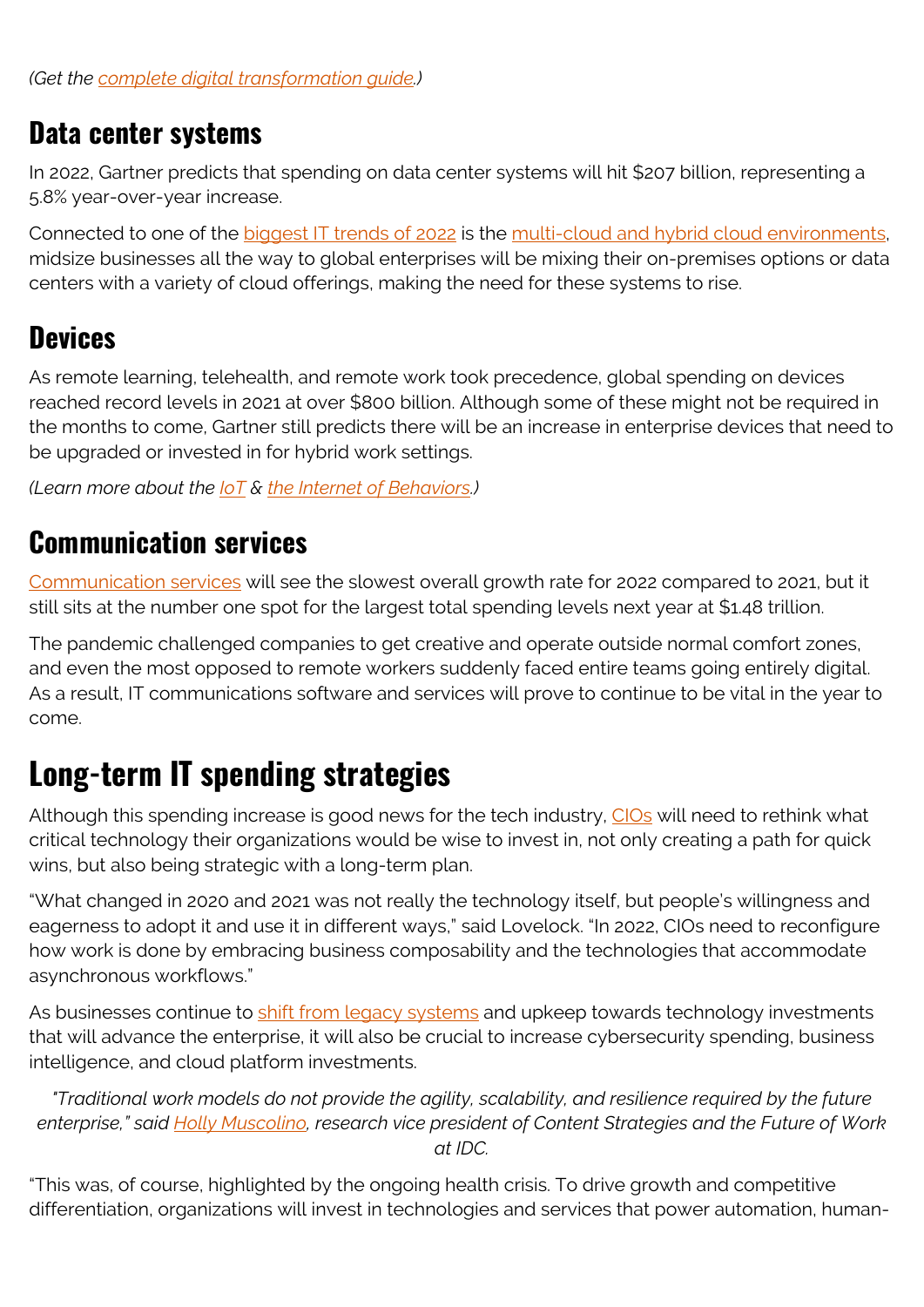*(Get the complete digital transformation guide.)*

### Data center systems

In 2022, Gartner predicts that spending on data center systems will hit $207 billion, representing a 5.8% year-over-year increase.

Connected to one of the biggest IT trends of 2022 is the multi-cloud and hybrid cloud environments, midsize businesses all the way to global enterprises will be mixing their on-premises options or data centers with a variety of cloud offerings, making the need for these systems to rise.

### Devices

As remote learning, telehealth, and remote work took precedence, global spending on devices reached record levels in 2021 at over $800 billion. Although some of these might not be required in the months to come, Gartner still predicts there will be an increase in enterprise devices that need to be upgraded or invested in for hybrid work settings.

*(Learn more about the IoT & the Internet of Behaviors.)*

### Communication services

Communication services will see the slowest overall growth rate for 2022 compared to 2021, but it still sits at the number one spot for the largest total spending levels next year at $1.48 trillion.

The pandemic challenged companies to get creative and operate outside normal comfort zones, and even the most opposed to remote workers suddenly faced entire teams going entirely digital. As a result, IT communications software and services will prove to continue to be vital in the year to come.

## Long-term IT spending strategies

Although this spending increase is good news for the tech industry, CIOs will need to rethink what critical technology their organizations would be wise to invest in, not only creating a path for quick wins, but also being strategic with a long-term plan.

"What changed in 2020 and 2021 was not really the technology itself, but people's willingness and eagerness to adopt it and use it in different ways," said Lovelock. "In 2022, CIOs need to reconfigure how work is done by embracing business composability and the technologies that accommodate asynchronous workflows."

As businesses continue to shift from legacy systems and upkeep towards technology investments that will advance the enterprise, it will also be crucial to increase cybersecurity spending, business intelligence, and cloud platform investments.

*"Traditional work models do not provide the agility, scalability, and resilience required by the future enterprise," said Holly Muscolino, research vice president of Content Strategies and the Future of Work at IDC.*

"This was, of course, highlighted by the ongoing health crisis. To drive growth and competitive differentiation, organizations will invest in technologies and services that power automation, human-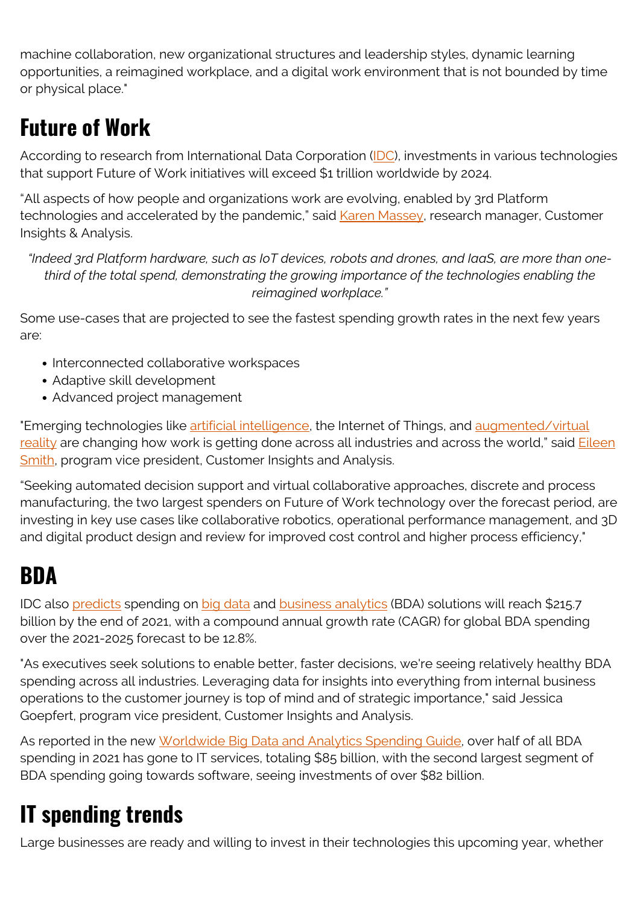machine collaboration, new organizational structures and leadership styles, dynamic learning opportunities, a reimagined workplace, and a digital work environment that is not bounded by time or physical place."

## Future of Work

According to research from International Data Corporation (IDC), investments in various technologies that support Future of Work initiatives will exceed $1 trillion worldwide by 2024.

“All aspects of how people and organizations work are evolving, enabled by 3rd Platform technologies and accelerated by the pandemic,” said Karen Massey, research manager, Customer Insights & Analysis.

*“Indeed 3rd Platform hardware, such as IoT devices, robots and drones, and IaaS, are more than one-third of the total spend, demonstrating the growing importance of the technologies enabling the reimagined workplace.”*

Some use-cases that are projected to see the fastest spending growth rates in the next few years are:

- Interconnected collaborative workspaces
- Adaptive skill development
- Advanced project management

"Emerging technologies like artificial intelligence, the Internet of Things, and augmented/virtual reality are changing how work is getting done across all industries and across the world,” said Eileen Smith, program vice president, Customer Insights and Analysis.

“Seeking automated decision support and virtual collaborative approaches, discrete and process manufacturing, the two largest spenders on Future of Work technology over the forecast period, are investing in key use cases like collaborative robotics, operational performance management, and 3D and digital product design and review for improved cost control and higher process efficiency,"

## BDA

IDC also predicts spending on big data and business analytics (BDA) solutions will reach $215.7 billion by the end of 2021, with a compound annual growth rate (CAGR) for global BDA spending over the 2021-2025 forecast to be 12.8%.

"As executives seek solutions to enable better, faster decisions, we're seeing relatively healthy BDA spending across all industries. Leveraging data for insights into everything from internal business operations to the customer journey is top of mind and of strategic importance," said Jessica Goepfert, program vice president, Customer Insights and Analysis.

As reported in the new Worldwide Big Data and Analytics Spending Guide, over half of all BDA spending in 2021 has gone to IT services, totaling $85 billion, with the second largest segment of BDA spending going towards software, seeing investments of over $82 billion.

## IT spending trends

Large businesses are ready and willing to invest in their technologies this upcoming year, whether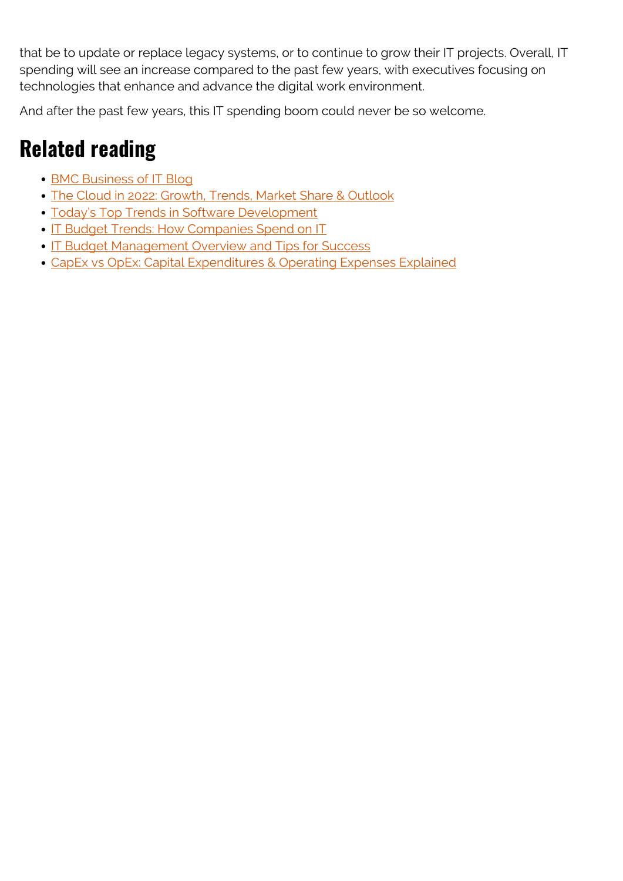that be to update or replace legacy systems, or to continue to grow their IT projects. Overall, IT spending will see an increase compared to the past few years, with executives focusing on technologies that enhance and advance the digital work environment.

And after the past few years, this IT spending boom could never be so welcome.

## Related reading

- BMC Business of IT Blog
- The Cloud in 2022: Growth, Trends, Market Share & Outlook
- Today's Top Trends in Software Development
- IT Budget Trends: How Companies Spend on IT
- IT Budget Management Overview and Tips for Success
- CapEx vs OpEx: Capital Expenditures & Operating Expenses Explained